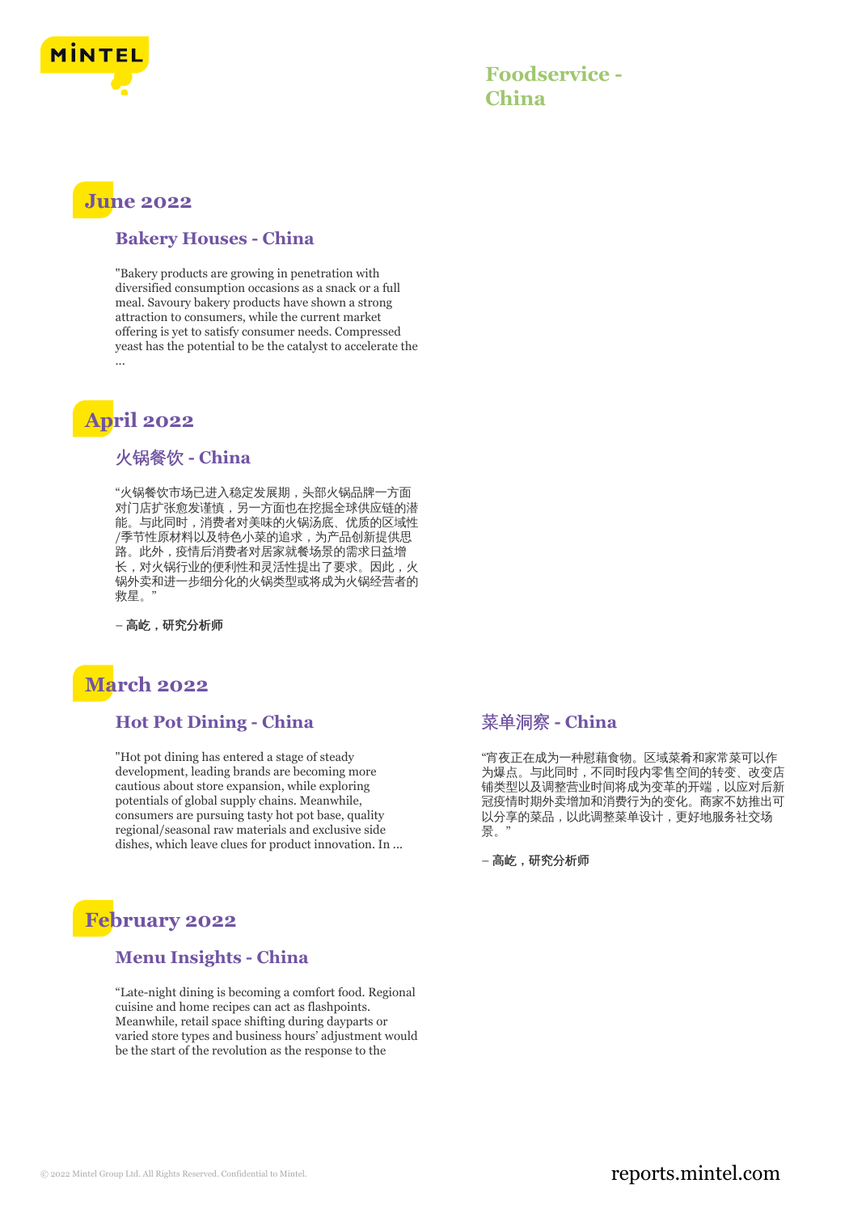# Foodservice - China

## June 2022

### Bakery Houses - China

"Bakery products are growing in penetration with diversified consumption occasions as a snack or a full meal. Savoury bakery products have shown a strong attraction to consumers, while the current market offering is yet to satisfy consumer needs. Compressed yeast has the potential to be the catalyst to accelerate the ...

## April 2022

### 火锅餐饮 - China

“火锅餐饮市场已进入稳定发展期，头部火锅品牌一方面对门店扩张愈发谨慎，另一方面也在挖掘全球供应链的潜能。与此同时，消费者对美味的火锅汤底、优质的区域性/季节性原材料以及特色小菜的追求，为产品创新提供思路。此外，疫情后消费者对居家就餐场景的需求日益增长，对火锅行业的便利性和灵活性提出了要求。因此，火锅外卖和进一步细分化的火锅类型或将成为火锅经营者的救星。”

**– 高屹，研究分析师**

## March 2022

### Hot Pot Dining - China

"Hot pot dining has entered a stage of steady development, leading brands are becoming more cautious about store expansion, while exploring potentials of global supply chains. Meanwhile, consumers are pursuing tasty hot pot base, quality regional/seasonal raw materials and exclusive side dishes, which leave clues for product innovation. In ...

### 菜单洞察 - China

“宵夜正在成为一种慰藉食物。区域菜肴和家常菜可以作为爆点。与此同时，不同时段内零售空间的转变、改变店铺类型以及调整营业时间将成为变革的开端，以应对后新冠疫情时期外卖增加和消费行为的变化。商家不妨推出可以分享的菜品，以此调整菜单设计，更好地服务社交场景。”

**– 高屹，研究分析师**

## February 2022

### Menu Insights - China

“Late-night dining is becoming a comfort food. Regional cuisine and home recipes can act as flashpoints. Meanwhile, retail space shifting during dayparts or varied store types and business hours' adjustment would be the start of the revolution as the response to the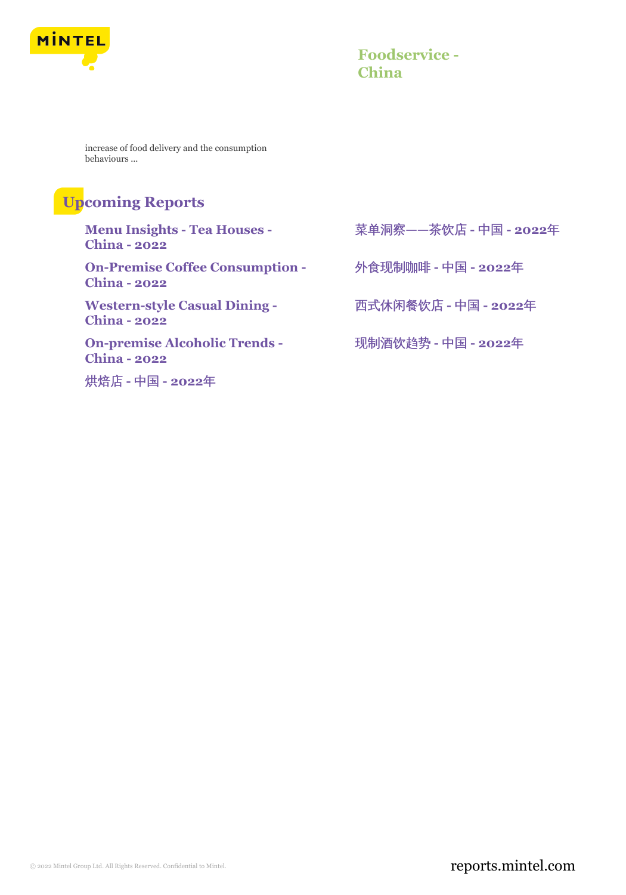increase of food delivery and the consumption behaviours ...

## Upcoming Reports

- **Menu Insights - Tea Houses - China - 2022**
- **菜单洞察——茶饮店 - 中国 - 2022年**
- **On-Premise Coffee Consumption - China - 2022**
- **外食现制咖啡 - 中国 - 2022年**
- **Western-style Casual Dining - China - 2022**
- **西式休闲餐饮店 - 中国 - 2022年**
- **On-premise Alcoholic Trends - China - 2022**
- **现制酒饮趋势 - 中国 - 2022年**
- **烘焙店 - 中国 - 2022年**